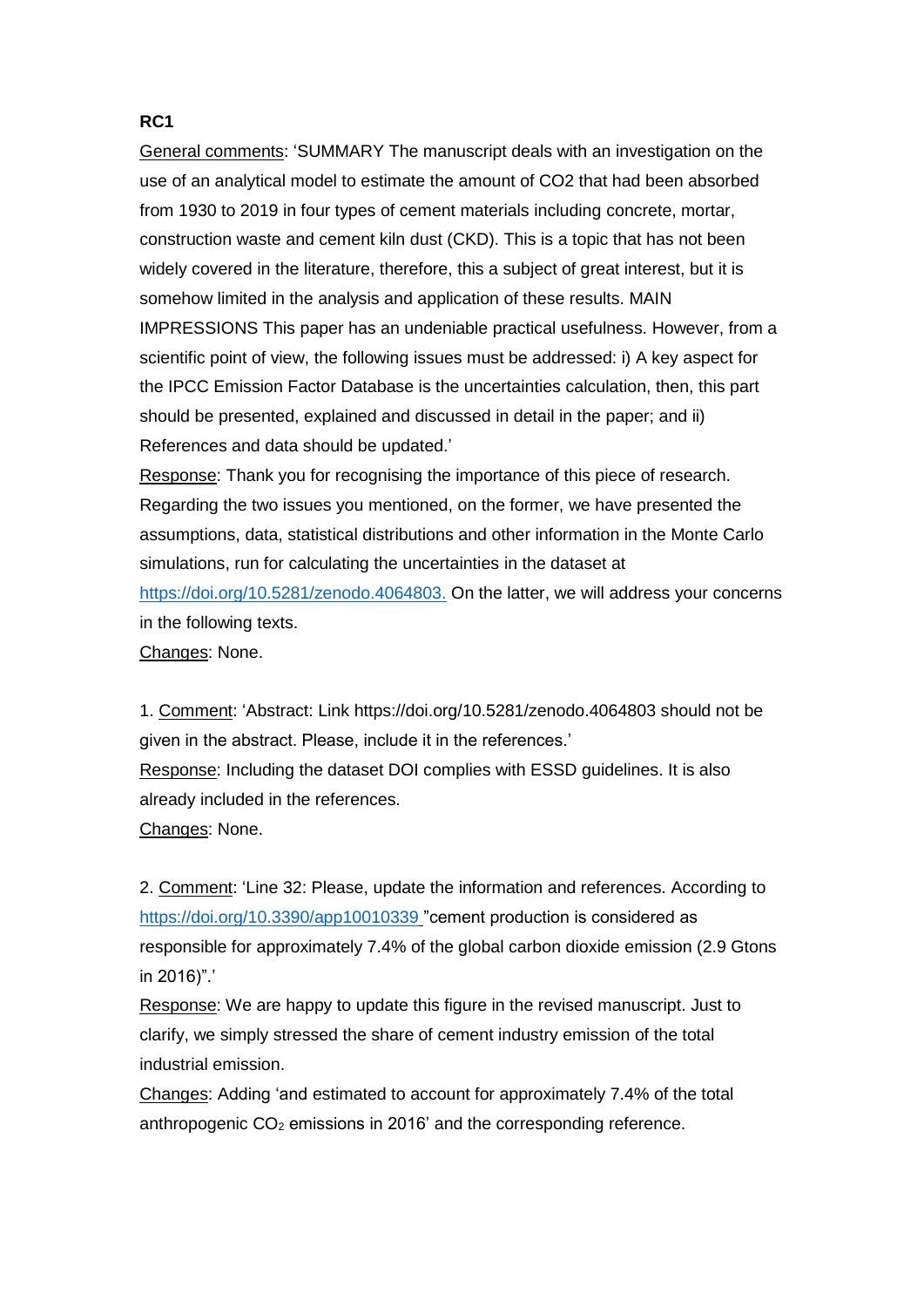**RC1**

General comments: 'SUMMARY The manuscript deals with an investigation on the use of an analytical model to estimate the amount of CO2 that had been absorbed from 1930 to 2019 in four types of cement materials including concrete, mortar, construction waste and cement kiln dust (CKD). This is a topic that has not been widely covered in the literature, therefore, this a subject of great interest, but it is somehow limited in the analysis and application of these results. MAIN IMPRESSIONS This paper has an undeniable practical usefulness. However, from a scientific point of view, the following issues must be addressed: i) A key aspect for the IPCC Emission Factor Database is the uncertainties calculation, then, this part should be presented, explained and discussed in detail in the paper; and ii) References and data should be updated.'

Response: Thank you for recognising the importance of this piece of research. Regarding the two issues you mentioned, on the former, we have presented the assumptions, data, statistical distributions and other information in the Monte Carlo simulations, run for calculating the uncertainties in the dataset at https://doi.org/10.5281/zenodo.4064803. On the latter, we will address your concerns in the following texts.

Changes: None.

1. Comment: 'Abstract: Link https://doi.org/10.5281/zenodo.4064803 should not be given in the abstract. Please, include it in the references.'

Response: Including the dataset DOI complies with ESSD guidelines. It is also already included in the references.

Changes: None.

2. Comment: 'Line 32: Please, update the information and references. According to https://doi.org/10.3390/app10010339 "cement production is considered as responsible for approximately 7.4% of the global carbon dioxide emission (2.9 Gtons in 2016)".'

Response: We are happy to update this figure in the revised manuscript. Just to clarify, we simply stressed the share of cement industry emission of the total industrial emission.

Changes: Adding 'and estimated to account for approximately 7.4% of the total anthropogenic $CO_2$ emissions in 2016' and the corresponding reference.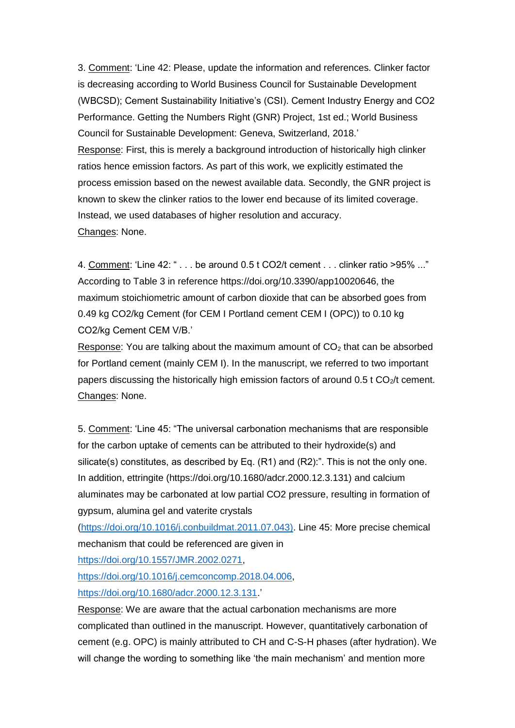3. <u>Comment</u>: 'Line 42: Please, update the information and references. Clinker factor is decreasing according to World Business Council for Sustainable Development (WBCSD); Cement Sustainability Initiative's (CSI). Cement Industry Energy and CO2 Performance. Getting the Numbers Right (GNR) Project, 1st ed.; World Business Council for Sustainable Development: Geneva, Switzerland, 2018.'

<u>Response</u>: First, this is merely a background introduction of historically high clinker ratios hence emission factors. As part of this work, we explicitly estimated the process emission based on the newest available data. Secondly, the GNR project is known to skew the clinker ratios to the lower end because of its limited coverage. Instead, we used databases of higher resolution and accuracy.

<u>Changes</u>: None.

4. <u>Comment</u>: 'Line 42: " . . . be around 0.5 t CO2/t cement . . . clinker ratio >95% ..." According to Table 3 in reference https://doi.org/10.3390/app10020646, the maximum stoichiometric amount of carbon dioxide that can be absorbed goes from 0.49 kg CO2/kg Cement (for CEM I Portland cement CEM I (OPC)) to 0.10 kg CO2/kg Cement CEM V/B.'

<u>Response</u>: You are talking about the maximum amount of $CO_2$ that can be absorbed for Portland cement (mainly CEM I). In the manuscript, we referred to two important papers discussing the historically high emission factors of around 0.5 t $CO_2$/t cement.

<u>Changes</u>: None.

5. <u>Comment</u>: 'Line 45: "The universal carbonation mechanisms that are responsible for the carbon uptake of cements can be attributed to their hydroxide(s) and silicate(s) constitutes, as described by Eq. (R1) and (R2):". This is not the only one. In addition, ettringite (https://doi.org/10.1680/adcr.2000.12.3.131) and calcium aluminates may be carbonated at low partial CO2 pressure, resulting in formation of gypsum, alumina gel and vaterite crystals (https://doi.org/10.1016/j.conbuildmat.2011.07.043). Line 45: More precise chemical mechanism that could be referenced are given in https://doi.org/10.1557/JMR.2002.0271, https://doi.org/10.1016/j.cemconcomp.2018.04.006, https://doi.org/10.1680/adcr.2000.12.3.131.'

<u>Response</u>: We are aware that the actual carbonation mechanisms are more complicated than outlined in the manuscript. However, quantitatively carbonation of cement (e.g. OPC) is mainly attributed to CH and C-S-H phases (after hydration). We will change the wording to something like 'the main mechanism' and mention more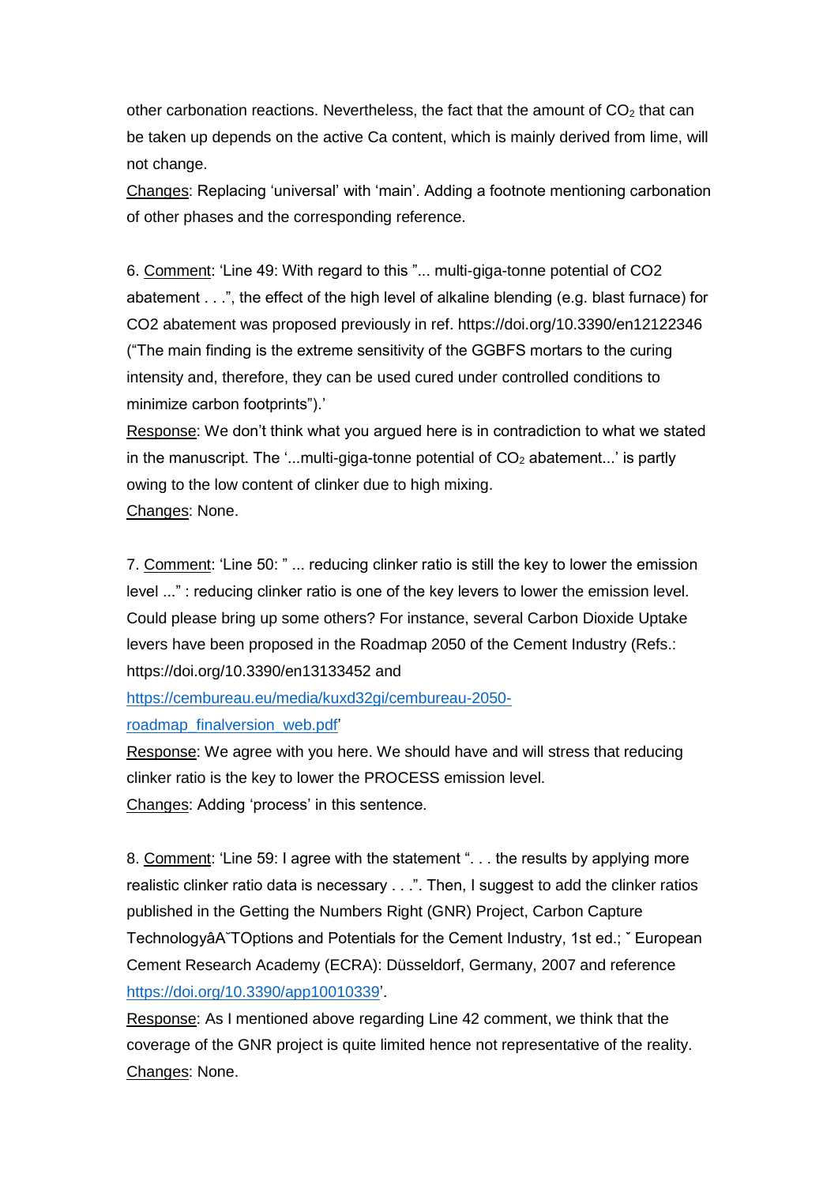other carbonation reactions. Nevertheless, the fact that the amount of $CO_2$ that can be taken up depends on the active Ca content, which is mainly derived from lime, will not change.

Changes: Replacing 'universal' with 'main'. Adding a footnote mentioning carbonation of other phases and the corresponding reference.

6. Comment: 'Line 49: With regard to this "... multi-giga-tonne potential of CO2 abatement . . .", the effect of the high level of alkaline blending (e.g. blast furnace) for CO2 abatement was proposed previously in ref. https://doi.org/10.3390/en12122346 ("The main finding is the extreme sensitivity of the GGBFS mortars to the curing intensity and, therefore, they can be used cured under controlled conditions to minimize carbon footprints").'

Response: We don't think what you argued here is in contradiction to what we stated in the manuscript. The '...multi-giga-tonne potential of $CO_2$ abatement...' is partly owing to the low content of clinker due to high mixing.

Changes: None.

7. Comment: 'Line 50: " ... reducing clinker ratio is still the key to lower the emission level ..." : reducing clinker ratio is one of the key levers to lower the emission level. Could please bring up some others? For instance, several Carbon Dioxide Uptake levers have been proposed in the Roadmap 2050 of the Cement Industry (Refs.: https://doi.org/10.3390/en13133452 and https://cembureau.eu/media/kuxd32gi/cembureau-2050-roadmap_finalversion_web.pdf'

Response: We agree with you here. We should have and will stress that reducing clinker ratio is the key to lower the PROCESS emission level.

Changes: Adding 'process' in this sentence.

8. Comment: 'Line 59: I agree with the statement ". . . the results by applying more realistic clinker ratio data is necessary . . .". Then, I suggest to add the clinker ratios published in the Getting the Numbers Right (GNR) Project, Carbon Capture TechnologyâA˘TOptions and Potentials for the Cement Industry, 1st ed.; ˇ European Cement Research Academy (ECRA): Düsseldorf, Germany, 2007 and reference https://doi.org/10.3390/app10010339'.

Response: As I mentioned above regarding Line 42 comment, we think that the coverage of the GNR project is quite limited hence not representative of the reality.

Changes: None.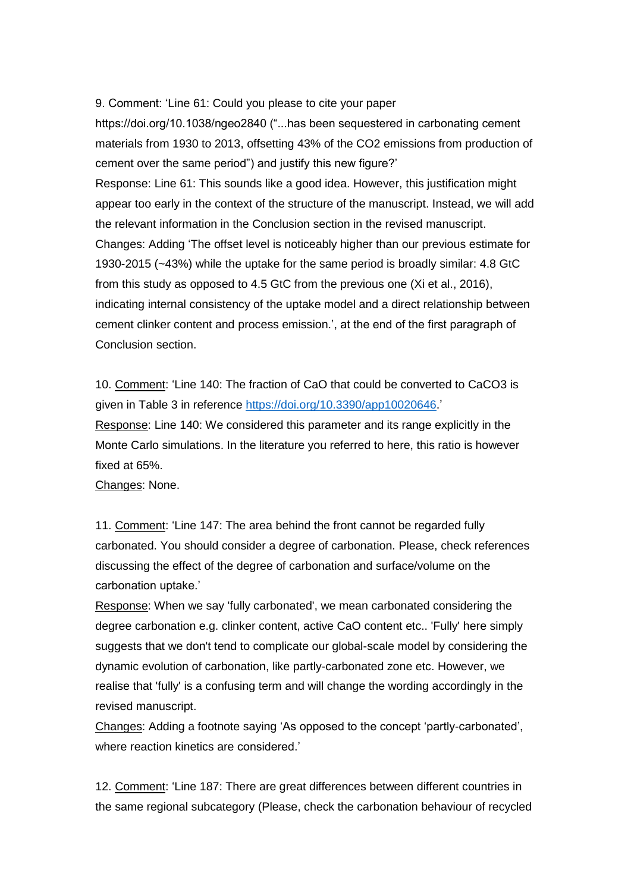9. Comment: 'Line 61: Could you please to cite your paper https://doi.org/10.1038/ngeo2840 ("...has been sequestered in carbonating cement materials from 1930 to 2013, offsetting 43% of the $CO_2$ emissions from production of cement over the same period") and justify this new figure?'

Response: Line 61: This sounds like a good idea. However, this justification might appear too early in the context of the structure of the manuscript. Instead, we will add the relevant information in the Conclusion section in the revised manuscript.

Changes: Adding 'The offset level is noticeably higher than our previous estimate for 1930-2015 (~43%) while the uptake for the same period is broadly similar: 4.8 GtC from this study as opposed to 4.5 GtC from the previous one (Xi et al., 2016), indicating internal consistency of the uptake model and a direct relationship between cement clinker content and process emission.', at the end of the first paragraph of Conclusion section.

10. Comment: 'Line 140: The fraction of CaO that could be converted to $CaCO_3$ is given in Table 3 in reference https://doi.org/10.3390/app10020646.'

Response: Line 140: We considered this parameter and its range explicitly in the Monte Carlo simulations. In the literature you referred to here, this ratio is however fixed at 65%.

Changes: None.

11. Comment: 'Line 147: The area behind the front cannot be regarded fully carbonated. You should consider a degree of carbonation. Please, check references discussing the effect of the degree of carbonation and surface/volume on the carbonation uptake.'

Response: When we say 'fully carbonated', we mean carbonated considering the degree carbonation e.g. clinker content, active CaO content etc.. 'Fully' here simply suggests that we don't tend to complicate our global-scale model by considering the dynamic evolution of carbonation, like partly-carbonated zone etc. However, we realise that 'fully' is a confusing term and will change the wording accordingly in the revised manuscript.

Changes: Adding a footnote saying 'As opposed to the concept 'partly-carbonated', where reaction kinetics are considered.'

12. Comment: 'Line 187: There are great differences between different countries in the same regional subcategory (Please, check the carbonation behaviour of recycled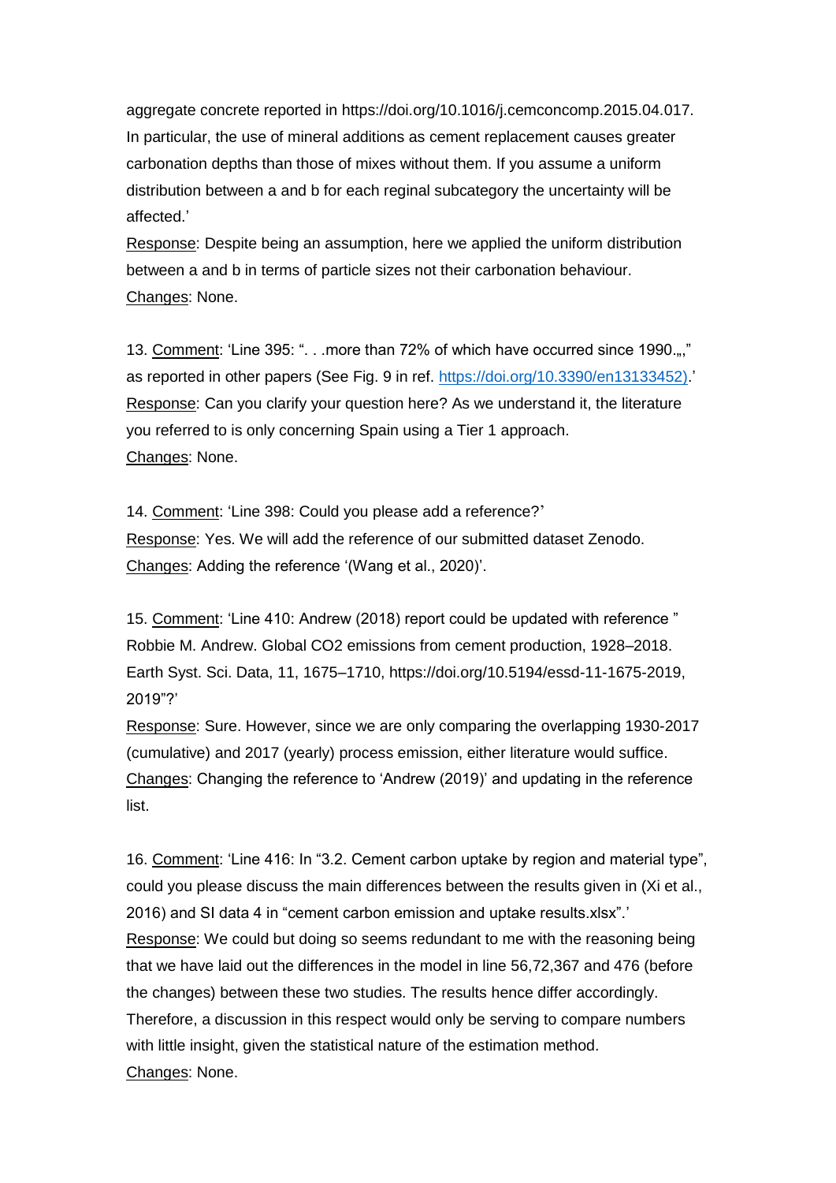aggregate concrete reported in https://doi.org/10.1016/j.cemconcomp.2015.04.017. In particular, the use of mineral additions as cement replacement causes greater carbonation depths than those of mixes without them. If you assume a uniform distribution between a and b for each reginal subcategory the uncertainty will be affected.'

Response: Despite being an assumption, here we applied the uniform distribution between a and b in terms of particle sizes not their carbonation behaviour.
Changes: None.

13. Comment: 'Line 395: ". . .more than 72% of which have occurred since 1990.„," as reported in other papers (See Fig. 9 in ref. https://doi.org/10.3390/en13133452).'
Response: Can you clarify your question here? As we understand it, the literature you referred to is only concerning Spain using a Tier 1 approach.
Changes: None.

14. Comment: 'Line 398: Could you please add a reference?'
Response: Yes. We will add the reference of our submitted dataset Zenodo.
Changes: Adding the reference '(Wang et al., 2020)'.

15. Comment: 'Line 410: Andrew (2018) report could be updated with reference " Robbie M. Andrew. Global CO2 emissions from cement production, 1928–2018. Earth Syst. Sci. Data, 11, 1675–1710, https://doi.org/10.5194/essd-11-1675-2019, 2019"?'
Response: Sure. However, since we are only comparing the overlapping 1930-2017 (cumulative) and 2017 (yearly) process emission, either literature would suffice.
Changes: Changing the reference to 'Andrew (2019)' and updating in the reference list.

16. Comment: 'Line 416: In "3.2. Cement carbon uptake by region and material type", could you please discuss the main differences between the results given in (Xi et al., 2016) and SI data 4 in "cement carbon emission and uptake results.xlsx".'
Response: We could but doing so seems redundant to me with the reasoning being that we have laid out the differences in the model in line 56,72,367 and 476 (before the changes) between these two studies. The results hence differ accordingly. Therefore, a discussion in this respect would only be serving to compare numbers with little insight, given the statistical nature of the estimation method.
Changes: None.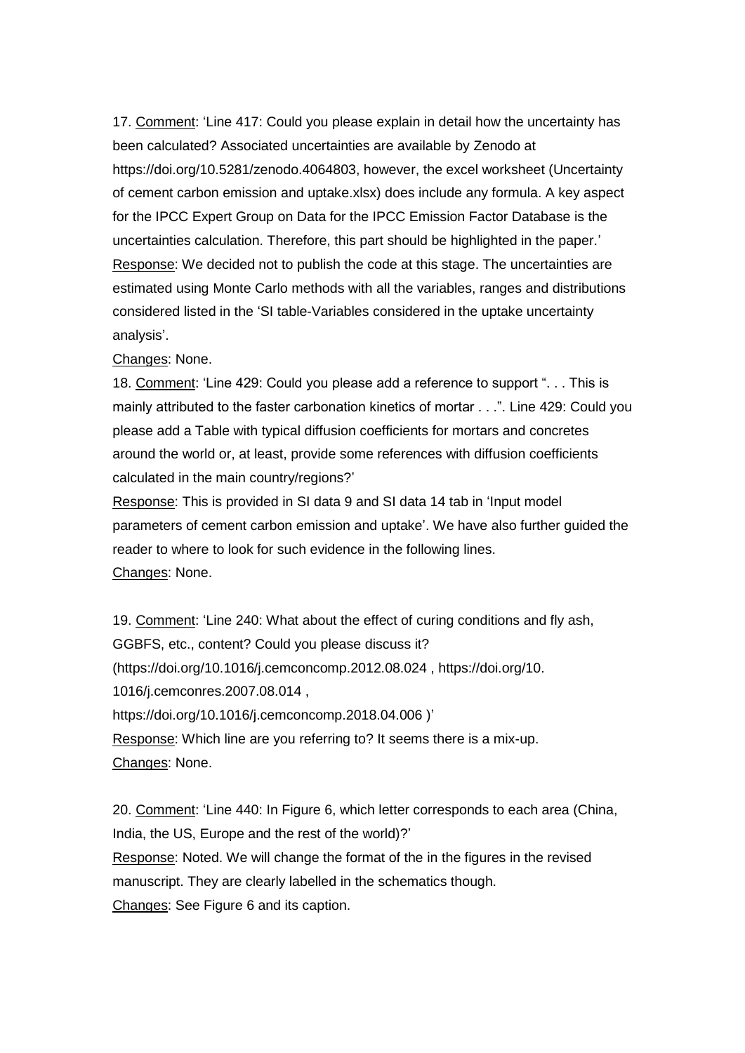17. <u>Comment</u>: 'Line 417: Could you please explain in detail how the uncertainty has been calculated? Associated uncertainties are available by Zenodo at https://doi.org/10.5281/zenodo.4064803, however, the excel worksheet (Uncertainty of cement carbon emission and uptake.xlsx) does include any formula. A key aspect for the IPCC Expert Group on Data for the IPCC Emission Factor Database is the uncertainties calculation. Therefore, this part should be highlighted in the paper.'

<u>Response</u>: We decided not to publish the code at this stage. The uncertainties are estimated using Monte Carlo methods with all the variables, ranges and distributions considered listed in the 'SI table-Variables considered in the uptake uncertainty analysis'.

<u>Changes</u>: None.

18. <u>Comment</u>: 'Line 429: Could you please add a reference to support ". . . This is mainly attributed to the faster carbonation kinetics of mortar . . .". Line 429: Could you please add a Table with typical diffusion coefficients for mortars and concretes around the world or, at least, provide some references with diffusion coefficients calculated in the main country/regions?'

<u>Response</u>: This is provided in SI data 9 and SI data 14 tab in 'Input model parameters of cement carbon emission and uptake'. We have also further guided the reader to where to look for such evidence in the following lines.

<u>Changes</u>: None.

19. <u>Comment</u>: 'Line 240: What about the effect of curing conditions and fly ash, GGBFS, etc., content? Could you please discuss it? (https://doi.org/10.1016/j.cemconcomp.2012.08.024 , https://doi.org/10.1016/j.cemconres.2007.08.014 , https://doi.org/10.1016/j.cemconcomp.2018.04.006 )'

<u>Response</u>: Which line are you referring to? It seems there is a mix-up.

<u>Changes</u>: None.

20. <u>Comment</u>: 'Line 440: In Figure 6, which letter corresponds to each area (China, India, the US, Europe and the rest of the world)?'

<u>Response</u>: Noted. We will change the format of the in the figures in the revised manuscript. They are clearly labelled in the schematics though.

<u>Changes</u>: See Figure 6 and its caption.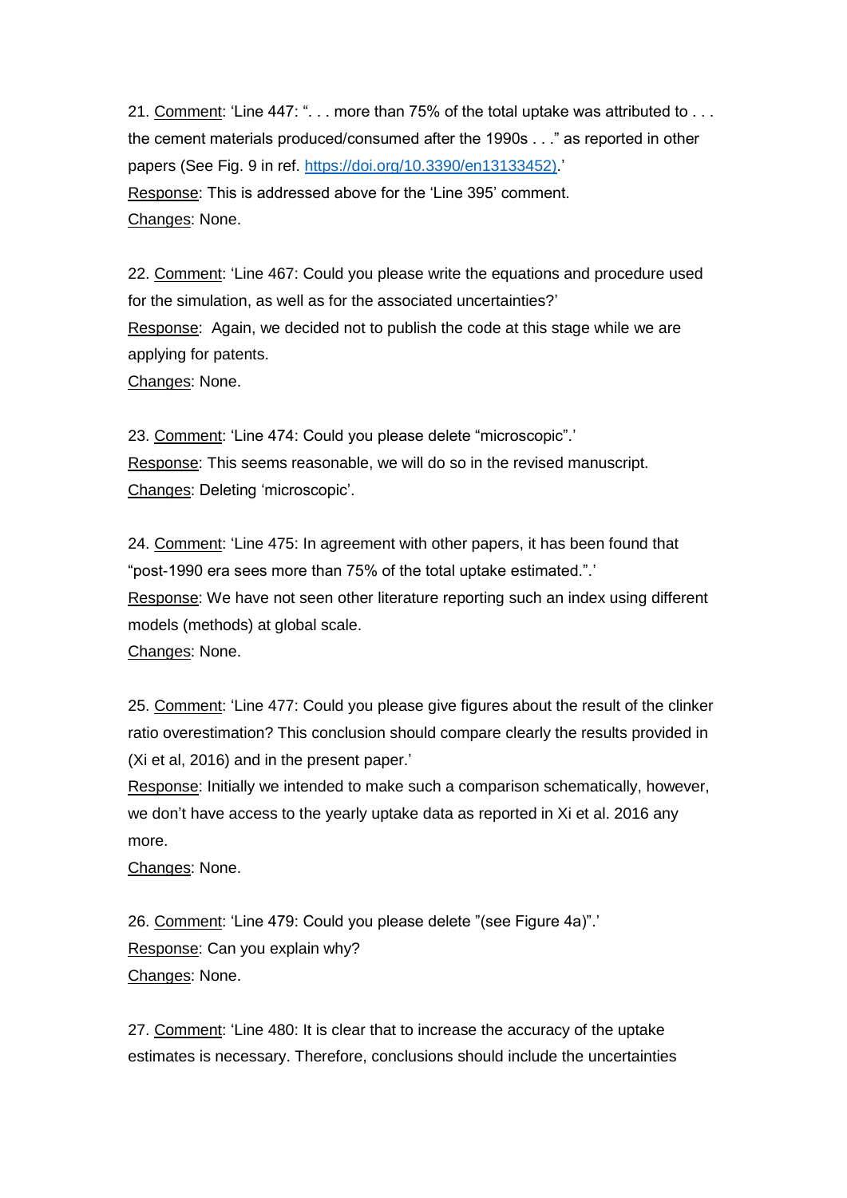21. Comment: 'Line 447: ". . . more than 75% of the total uptake was attributed to . . . the cement materials produced/consumed after the 1990s . . ." as reported in other papers (See Fig. 9 in ref. https://doi.org/10.3390/en13133452).'
Response: This is addressed above for the 'Line 395' comment.
Changes: None.

22. Comment: 'Line 467: Could you please write the equations and procedure used for the simulation, as well as for the associated uncertainties?'
Response: Again, we decided not to publish the code at this stage while we are applying for patents.
Changes: None.

23. Comment: 'Line 474: Could you please delete "microscopic".'
Response: This seems reasonable, we will do so in the revised manuscript.
Changes: Deleting 'microscopic'.

24. Comment: 'Line 475: In agreement with other papers, it has been found that "post-1990 era sees more than 75% of the total uptake estimated.".'
Response: We have not seen other literature reporting such an index using different models (methods) at global scale.
Changes: None.

25. Comment: 'Line 477: Could you please give figures about the result of the clinker ratio overestimation? This conclusion should compare clearly the results provided in (Xi et al, 2016) and in the present paper.'
Response: Initially we intended to make such a comparison schematically, however, we don't have access to the yearly uptake data as reported in Xi et al. 2016 any more.
Changes: None.

26. Comment: 'Line 479: Could you please delete "(see Figure 4a)".'
Response: Can you explain why?
Changes: None.

27. Comment: 'Line 480: It is clear that to increase the accuracy of the uptake estimates is necessary. Therefore, conclusions should include the uncertainties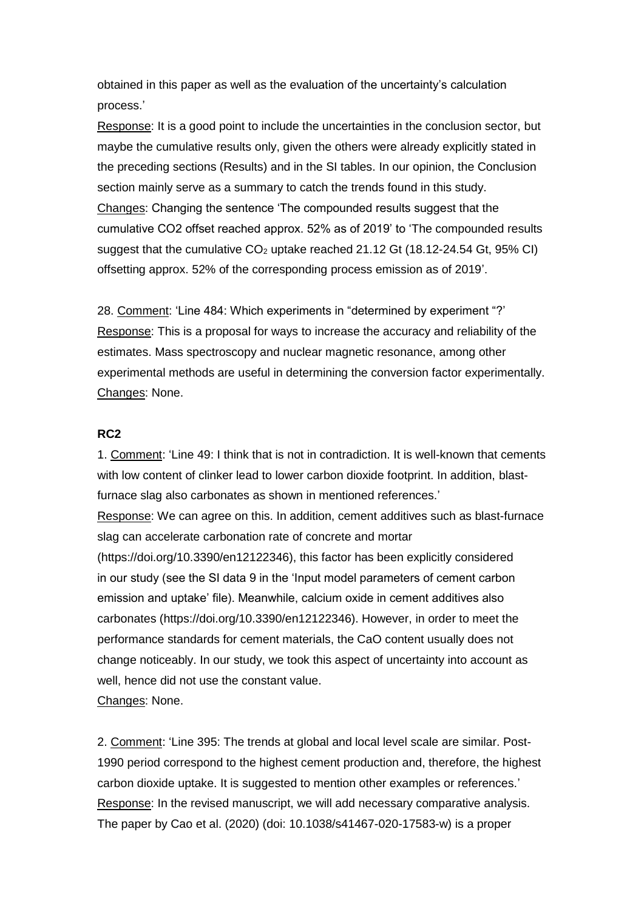obtained in this paper as well as the evaluation of the uncertainty's calculation process.'

Response: It is a good point to include the uncertainties in the conclusion sector, but maybe the cumulative results only, given the others were already explicitly stated in the preceding sections (Results) and in the SI tables. In our opinion, the Conclusion section mainly serve as a summary to catch the trends found in this study.

Changes: Changing the sentence 'The compounded results suggest that the cumulative CO2 offset reached approx. 52% as of 2019' to 'The compounded results suggest that the cumulative $CO_2$ uptake reached 21.12 Gt (18.12-24.54 Gt, 95% CI) offsetting approx. 52% of the corresponding process emission as of 2019'.

28. Comment: 'Line 484: Which experiments in "determined by experiment "?'

Response: This is a proposal for ways to increase the accuracy and reliability of the estimates. Mass spectroscopy and nuclear magnetic resonance, among other experimental methods are useful in determining the conversion factor experimentally.

Changes: None.

**RC2**

1. Comment: 'Line 49: I think that is not in contradiction. It is well-known that cements with low content of clinker lead to lower carbon dioxide footprint. In addition, blast-furnace slag also carbonates as shown in mentioned references.'

Response: We can agree on this. In addition, cement additives such as blast-furnace slag can accelerate carbonation rate of concrete and mortar (https://doi.org/10.3390/en12122346), this factor has been explicitly considered in our study (see the SI data 9 in the 'Input model parameters of cement carbon emission and uptake' file). Meanwhile, calcium oxide in cement additives also carbonates (https://doi.org/10.3390/en12122346). However, in order to meet the performance standards for cement materials, the CaO content usually does not change noticeably. In our study, we took this aspect of uncertainty into account as well, hence did not use the constant value.

Changes: None.

2. Comment: 'Line 395: The trends at global and local level scale are similar. Post-1990 period correspond to the highest cement production and, therefore, the highest carbon dioxide uptake. It is suggested to mention other examples or references.'

Response: In the revised manuscript, we will add necessary comparative analysis. The paper by Cao et al. (2020) (doi: 10.1038/s41467-020-17583-w) is a proper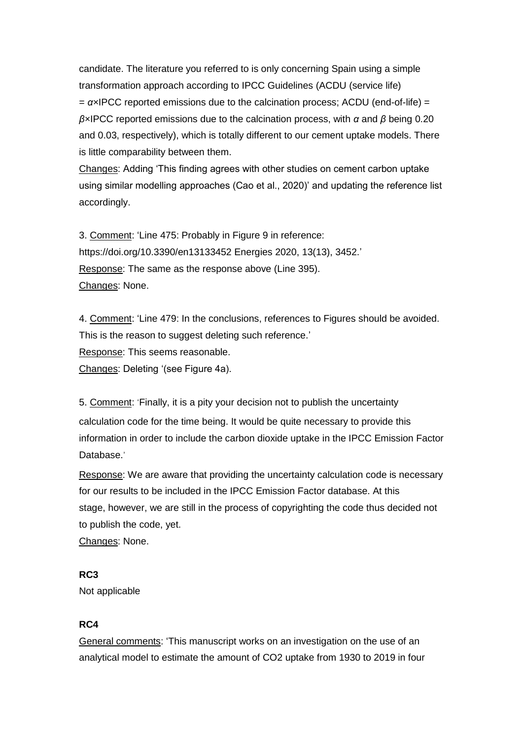candidate. The literature you referred to is only concerning Spain using a simple transformation approach according to IPCC Guidelines (ACDU (service life) = $\alpha$×IPCC reported emissions due to the calcination process; ACDU (end-of-life) = $\beta$×IPCC reported emissions due to the calcination process, with $\alpha$ and $\beta$ being 0.20 and 0.03, respectively), which is totally different to our cement uptake models. There is little comparability between them.

Changes: Adding 'This finding agrees with other studies on cement carbon uptake using similar modelling approaches (Cao et al., 2020)' and updating the reference list accordingly.

3. Comment: 'Line 475: Probably in Figure 9 in reference: https://doi.org/10.3390/en13133452 Energies 2020, 13(13), 3452.'
Response: The same as the response above (Line 395).
Changes: None.

4. Comment: 'Line 479: In the conclusions, references to Figures should be avoided. This is the reason to suggest deleting such reference.'
Response: This seems reasonable.
Changes: Deleting '(see Figure 4a).

5. Comment: 'Finally, it is a pity your decision not to publish the uncertainty calculation code for the time being. It would be quite necessary to provide this information in order to include the carbon dioxide uptake in the IPCC Emission Factor Database.'
Response: We are aware that providing the uncertainty calculation code is necessary for our results to be included in the IPCC Emission Factor database. At this stage, however, we are still in the process of copyrighting the code thus decided not to publish the code, yet.
Changes: None.

**RC3**

Not applicable

**RC4**

General comments: 'This manuscript works on an investigation on the use of an analytical model to estimate the amount of CO2 uptake from 1930 to 2019 in four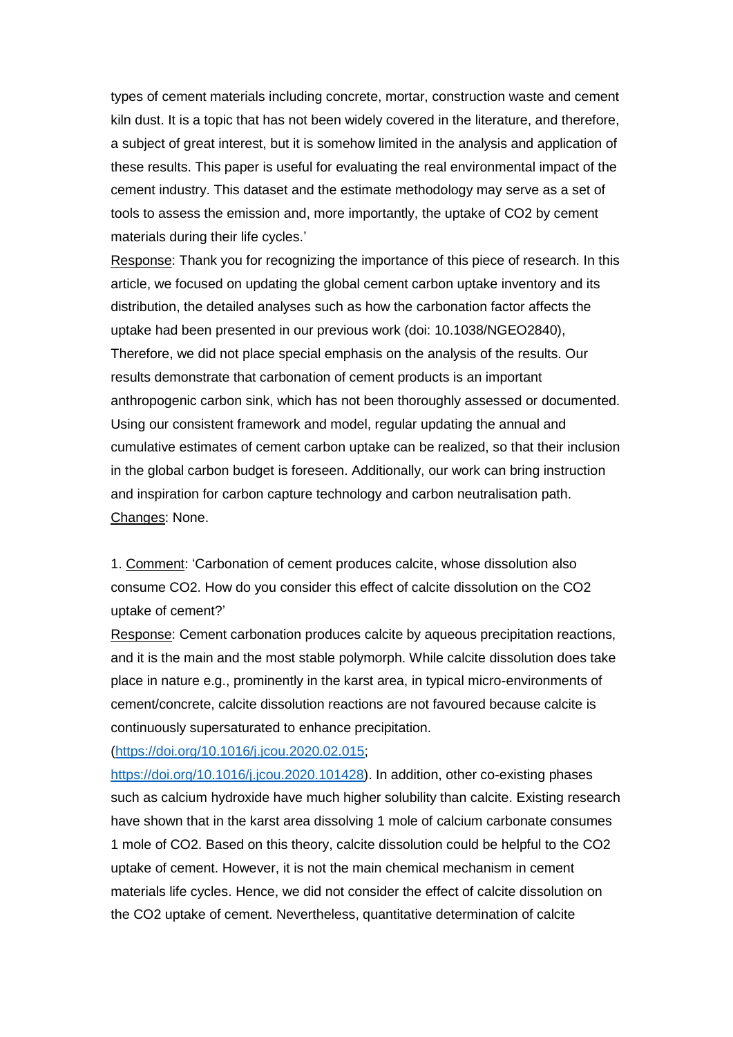types of cement materials including concrete, mortar, construction waste and cement kiln dust. It is a topic that has not been widely covered in the literature, and therefore, a subject of great interest, but it is somehow limited in the analysis and application of these results. This paper is useful for evaluating the real environmental impact of the cement industry. This dataset and the estimate methodology may serve as a set of tools to assess the emission and, more importantly, the uptake of $CO_2$ by cement materials during their life cycles.'

Response: Thank you for recognizing the importance of this piece of research. In this article, we focused on updating the global cement carbon uptake inventory and its distribution, the detailed analyses such as how the carbonation factor affects the uptake had been presented in our previous work (doi: 10.1038/NGEO2840), Therefore, we did not place special emphasis on the analysis of the results. Our results demonstrate that carbonation of cement products is an important anthropogenic carbon sink, which has not been thoroughly assessed or documented. Using our consistent framework and model, regular updating the annual and cumulative estimates of cement carbon uptake can be realized, so that their inclusion in the global carbon budget is foreseen. Additionally, our work can bring instruction and inspiration for carbon capture technology and carbon neutralisation path.

Changes: None.

1. Comment: 'Carbonation of cement produces calcite, whose dissolution also consume $CO_2$. How do you consider this effect of calcite dissolution on the $CO_2$ uptake of cement?'

Response: Cement carbonation produces calcite by aqueous precipitation reactions, and it is the main and the most stable polymorph. While calcite dissolution does take place in nature e.g., prominently in the karst area, in typical micro-environments of cement/concrete, calcite dissolution reactions are not favoured because calcite is continuously supersaturated to enhance precipitation. (https://doi.org/10.1016/j.jcou.2020.02.015; https://doi.org/10.1016/j.jcou.2020.101428). In addition, other co-existing phases such as calcium hydroxide have much higher solubility than calcite. Existing research have shown that in the karst area dissolving 1 mole of calcium carbonate consumes 1 mole of $CO_2$. Based on this theory, calcite dissolution could be helpful to the $CO_2$ uptake of cement. However, it is not the main chemical mechanism in cement materials life cycles. Hence, we did not consider the effect of calcite dissolution on the $CO_2$ uptake of cement. Nevertheless, quantitative determination of calcite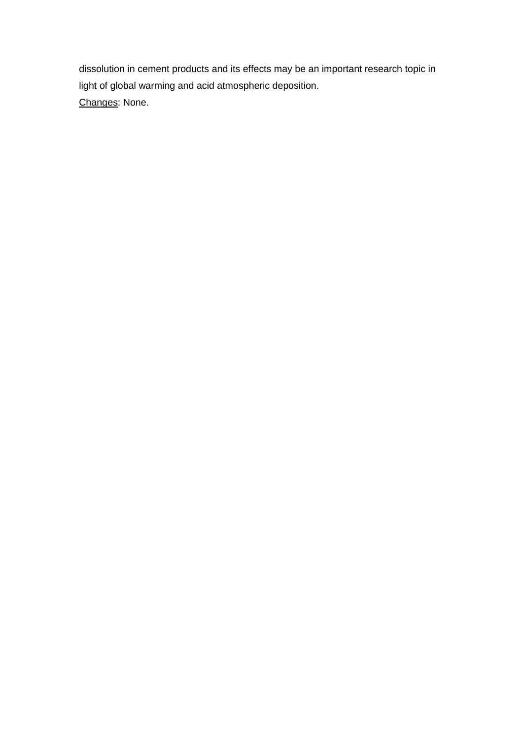dissolution in cement products and its effects may be an important research topic in light of global warming and acid atmospheric deposition.

Changes: None.